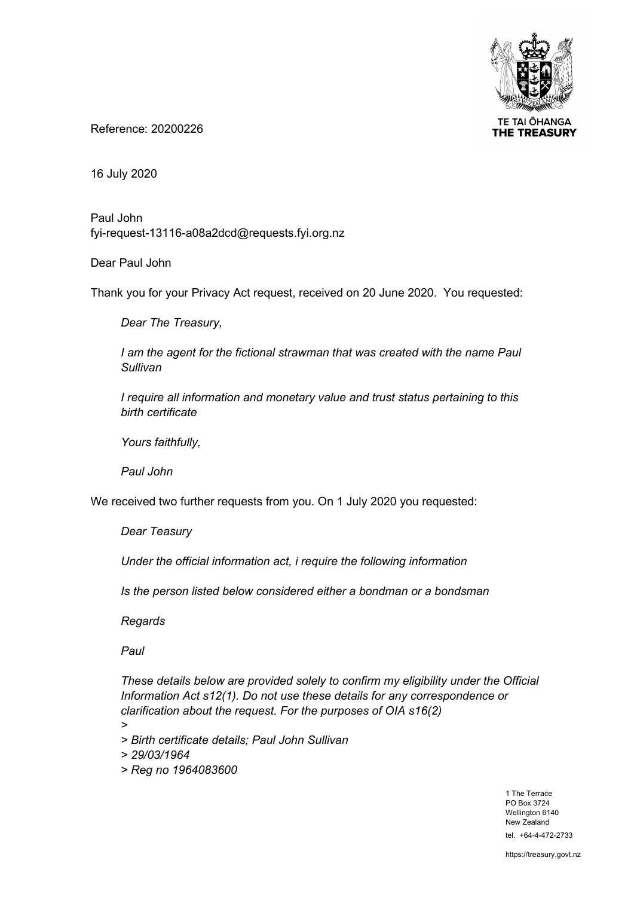TE TAI ŌHANGA
THE TREASURY

Reference: 20200226

16 July 2020

Paul John
fyi-request-13116-a08a2dcd@requests.fyi.org.nz

Dear Paul John

Thank you for your Privacy Act request, received on 20 June 2020. You requested:

> *Dear The Treasury,*
>
> *I am the agent for the fictional strawman that was created with the name Paul Sullivan*
>
> *I require all information and monetary value and trust status pertaining to this birth certificate*
>
> *Yours faithfully,*
>
> *Paul John*

We received two further requests from you. On 1 July 2020 you requested:

> *Dear Teasury*
>
> *Under the official information act, i require the following information*
>
> *Is the person listed below considered either a bondman or a bondsman*
>
> *Regards*
>
> *Paul*
>
> *These details below are provided solely to confirm my eligibility under the Official Information Act s12(1). Do not use these details for any correspondence or clarification about the request. For the purposes of OIA s16(2)*
>
> *>*
>
> *> Birth certificate details; Paul John Sullivan*
>
> *> 29/03/1964*
>
> *> Reg no 1964083600*

1 The Terrace
PO Box 3724
Wellington 6140
New Zealand
tel. +64-4-472-2733

https://treasury.govt.nz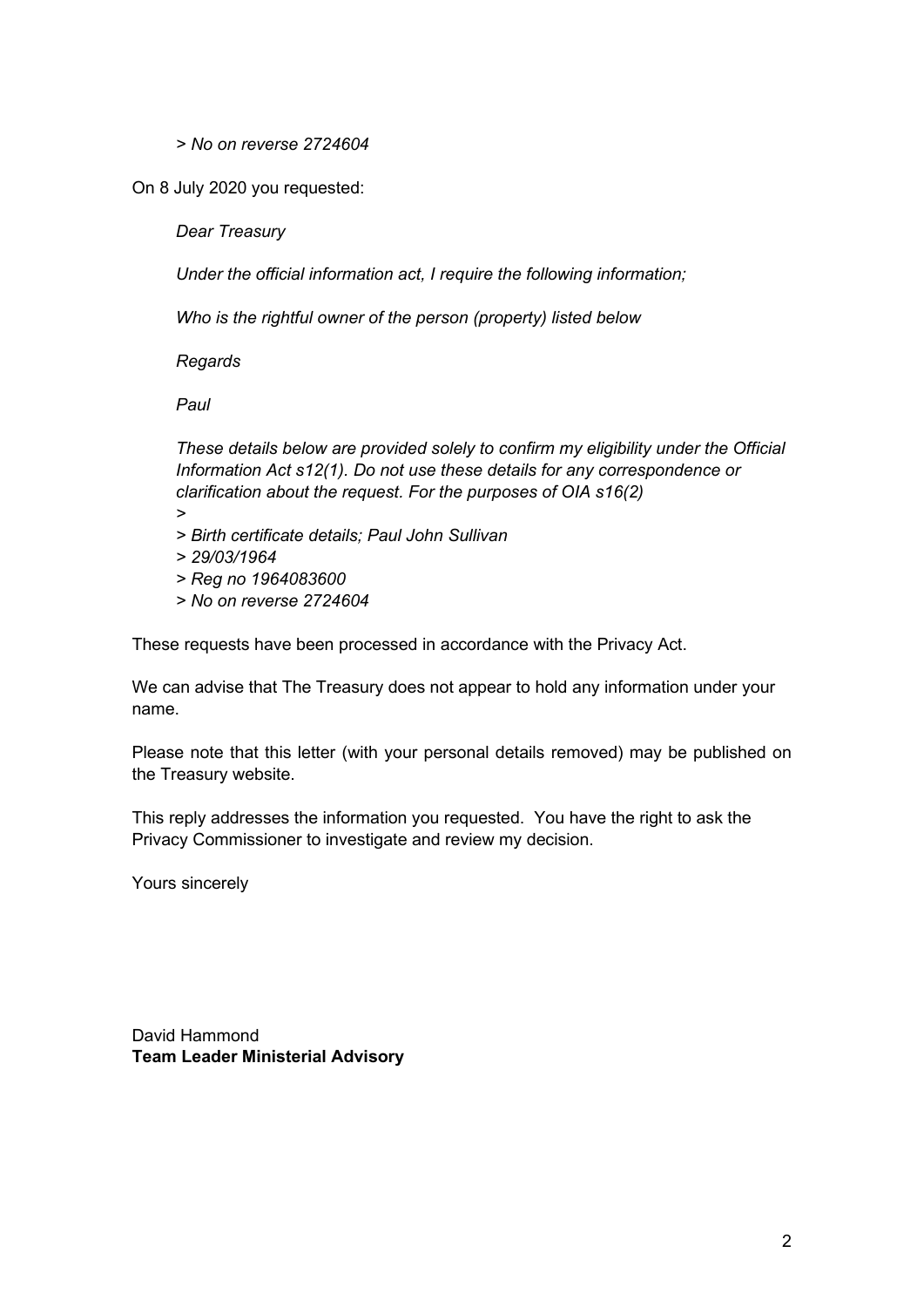> *No on reverse 2724604*

On 8 July 2020 you requested:

> *Dear Treasury*
>
> *Under the official information act, I require the following information;*
>
> *Who is the rightful owner of the person (property) listed below*
>
> *Regards*
>
> *Paul*
>
> *These details below are provided solely to confirm my eligibility under the Official Information Act s12(1). Do not use these details for any correspondence or clarification about the request. For the purposes of OIA s16(2)*
>
> *>*
>
> *> Birth certificate details; Paul John Sullivan*
>
> *> 29/03/1964*
>
> *> Reg no 1964083600*
>
> *> No on reverse 2724604*

These requests have been processed in accordance with the Privacy Act.

We can advise that The Treasury does not appear to hold any information under your name.

Please note that this letter (with your personal details removed) may be published on the Treasury website.

This reply addresses the information you requested. You have the right to ask the Privacy Commissioner to investigate and review my decision.

Yours sincerely

David Hammond
**Team Leader Ministerial Advisory**